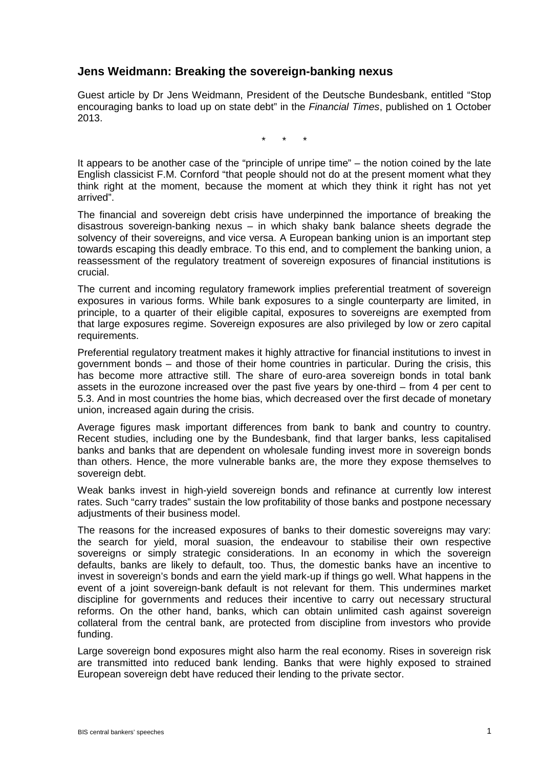## Jens Weidmann: Breaking the sovereign-banking nexus

Guest article by Dr Jens Weidmann, President of the Deutsche Bundesbank, entitled "Stop encouraging banks to load up on state debt" in the *Financial Times*, published on 1 October 2013.

\* \* \*

It appears to be another case of the "principle of unripe time" – the notion coined by the late English classicist F.M. Cornford "that people should not do at the present moment what they think right at the moment, because the moment at which they think it right has not yet arrived".

The financial and sovereign debt crisis have underpinned the importance of breaking the disastrous sovereign-banking nexus – in which shaky bank balance sheets degrade the solvency of their sovereigns, and vice versa. A European banking union is an important step towards escaping this deadly embrace. To this end, and to complement the banking union, a reassessment of the regulatory treatment of sovereign exposures of financial institutions is crucial.

The current and incoming regulatory framework implies preferential treatment of sovereign exposures in various forms. While bank exposures to a single counterparty are limited, in principle, to a quarter of their eligible capital, exposures to sovereigns are exempted from that large exposures regime. Sovereign exposures are also privileged by low or zero capital requirements.

Preferential regulatory treatment makes it highly attractive for financial institutions to invest in government bonds – and those of their home countries in particular. During the crisis, this has become more attractive still. The share of euro-area sovereign bonds in total bank assets in the eurozone increased over the past five years by one-third – from 4 per cent to 5.3. And in most countries the home bias, which decreased over the first decade of monetary union, increased again during the crisis.

Average figures mask important differences from bank to bank and country to country. Recent studies, including one by the Bundesbank, find that larger banks, less capitalised banks and banks that are dependent on wholesale funding invest more in sovereign bonds than others. Hence, the more vulnerable banks are, the more they expose themselves to sovereign debt.

Weak banks invest in high-yield sovereign bonds and refinance at currently low interest rates. Such "carry trades" sustain the low profitability of those banks and postpone necessary adjustments of their business model.

The reasons for the increased exposures of banks to their domestic sovereigns may vary: the search for yield, moral suasion, the endeavour to stabilise their own respective sovereigns or simply strategic considerations. In an economy in which the sovereign defaults, banks are likely to default, too. Thus, the domestic banks have an incentive to invest in sovereign's bonds and earn the yield mark-up if things go well. What happens in the event of a joint sovereign-bank default is not relevant for them. This undermines market discipline for governments and reduces their incentive to carry out necessary structural reforms. On the other hand, banks, which can obtain unlimited cash against sovereign collateral from the central bank, are protected from discipline from investors who provide funding.

Large sovereign bond exposures might also harm the real economy. Rises in sovereign risk are transmitted into reduced bank lending. Banks that were highly exposed to strained European sovereign debt have reduced their lending to the private sector.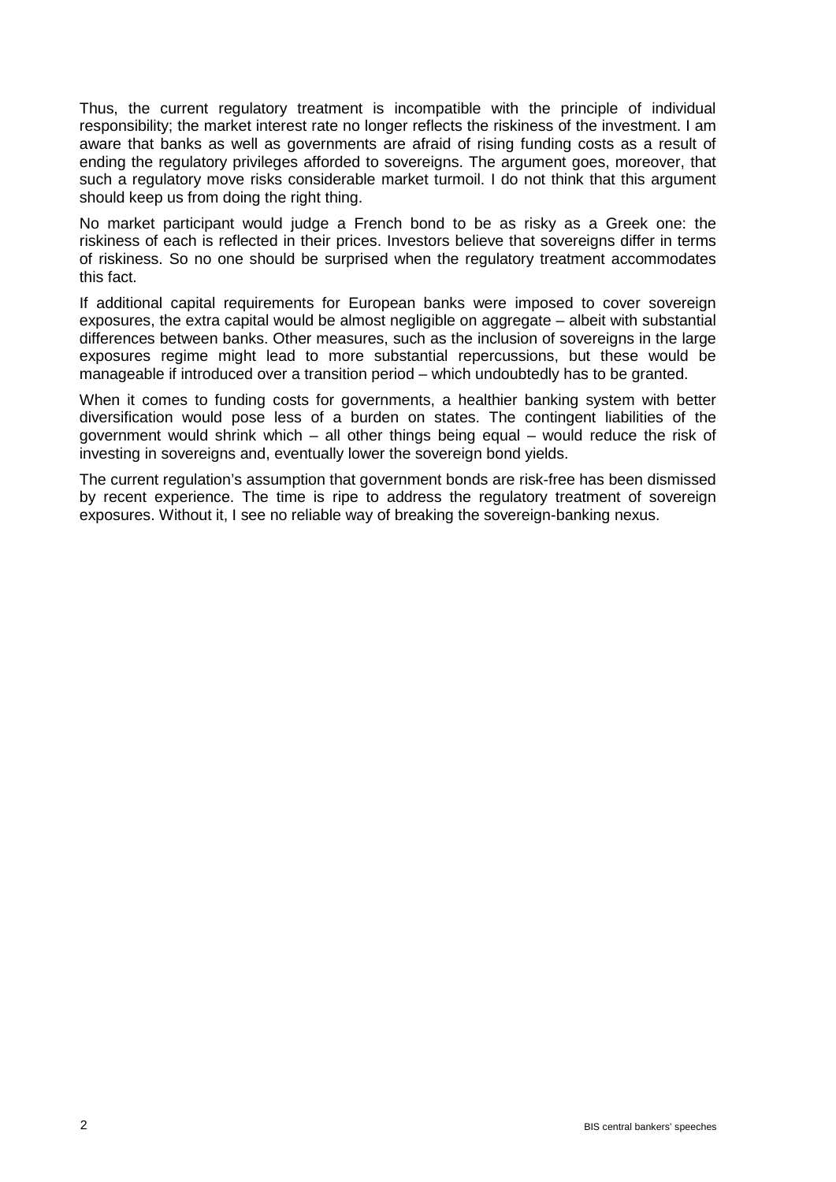Thus, the current regulatory treatment is incompatible with the principle of individual responsibility; the market interest rate no longer reflects the riskiness of the investment. I am aware that banks as well as governments are afraid of rising funding costs as a result of ending the regulatory privileges afforded to sovereigns. The argument goes, moreover, that such a regulatory move risks considerable market turmoil. I do not think that this argument should keep us from doing the right thing.

No market participant would judge a French bond to be as risky as a Greek one: the riskiness of each is reflected in their prices. Investors believe that sovereigns differ in terms of riskiness. So no one should be surprised when the regulatory treatment accommodates this fact.

If additional capital requirements for European banks were imposed to cover sovereign exposures, the extra capital would be almost negligible on aggregate – albeit with substantial differences between banks. Other measures, such as the inclusion of sovereigns in the large exposures regime might lead to more substantial repercussions, but these would be manageable if introduced over a transition period – which undoubtedly has to be granted.

When it comes to funding costs for governments, a healthier banking system with better diversification would pose less of a burden on states. The contingent liabilities of the government would shrink which – all other things being equal – would reduce the risk of investing in sovereigns and, eventually lower the sovereign bond yields.

The current regulation's assumption that government bonds are risk-free has been dismissed by recent experience. The time is ripe to address the regulatory treatment of sovereign exposures. Without it, I see no reliable way of breaking the sovereign-banking nexus.